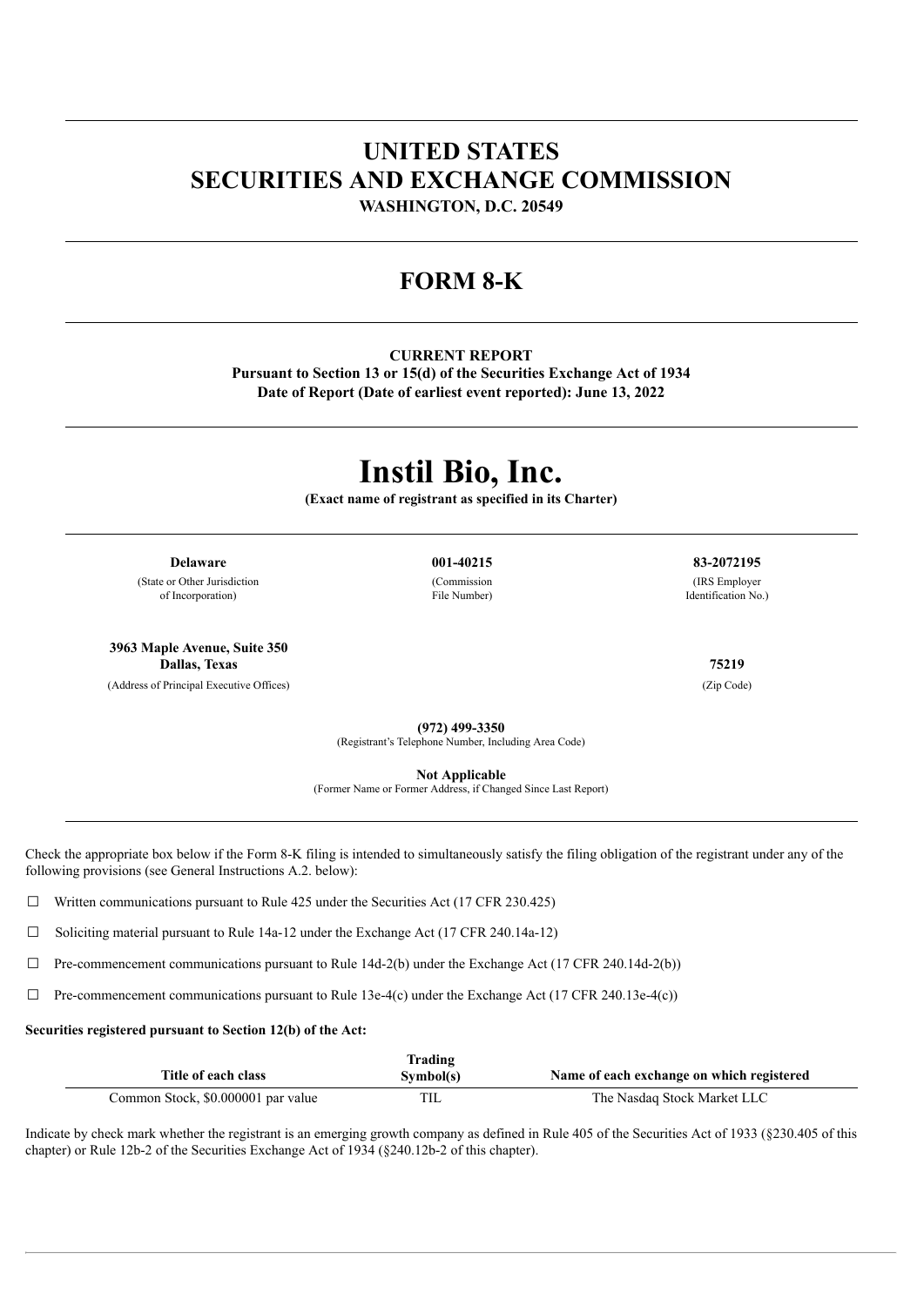# UNITED STATES
# SECURITIES AND EXCHANGE COMMISSION

**WASHINGTON, D.C. 20549**

---

## FORM 8-K

---

**CURRENT REPORT**
**Pursuant to Section 13 or 15(d) of the Securities Exchange Act of 1934**
**Date of Report (Date of earliest event reported): June 13, 2022**

---

# Instil Bio, Inc.

**(Exact name of registrant as specified in its Charter)**

---

| **Delaware** | **001-40215** | **83-2072195** |
|---|---|---|
| (State or Other Jurisdiction of Incorporation) | (Commission File Number) | (IRS Employer Identification No.) |

| **3963 Maple Avenue, Suite 350 Dallas, Texas** | **75219** |
|---|---|
| (Address of Principal Executive Offices) | (Zip Code) |

**(972) 499-3350**
(Registrant's Telephone Number, Including Area Code)

**Not Applicable**
(Former Name or Former Address, if Changed Since Last Report)

---

Check the appropriate box below if the Form 8-K filing is intended to simultaneously satisfy the filing obligation of the registrant under any of the following provisions (see General Instructions A.2. below):

☐ Written communications pursuant to Rule 425 under the Securities Act (17 CFR 230.425)

☐ Soliciting material pursuant to Rule 14a-12 under the Exchange Act (17 CFR 240.14a-12)

☐ Pre-commencement communications pursuant to Rule 14d-2(b) under the Exchange Act (17 CFR 240.14d-2(b))

☐ Pre-commencement communications pursuant to Rule 13e-4(c) under the Exchange Act (17 CFR 240.13e-4(c))

**Securities registered pursuant to Section 12(b) of the Act:**

| Title of each class | Trading Symbol(s) | Name of each exchange on which registered |
|---|---|---|
| Common Stock, $0.000001 par value | TIL | The Nasdaq Stock Market LLC |

Indicate by check mark whether the registrant is an emerging growth company as defined in Rule 405 of the Securities Act of 1933 (§230.405 of this chapter) or Rule 12b-2 of the Securities Exchange Act of 1934 (§240.12b-2 of this chapter).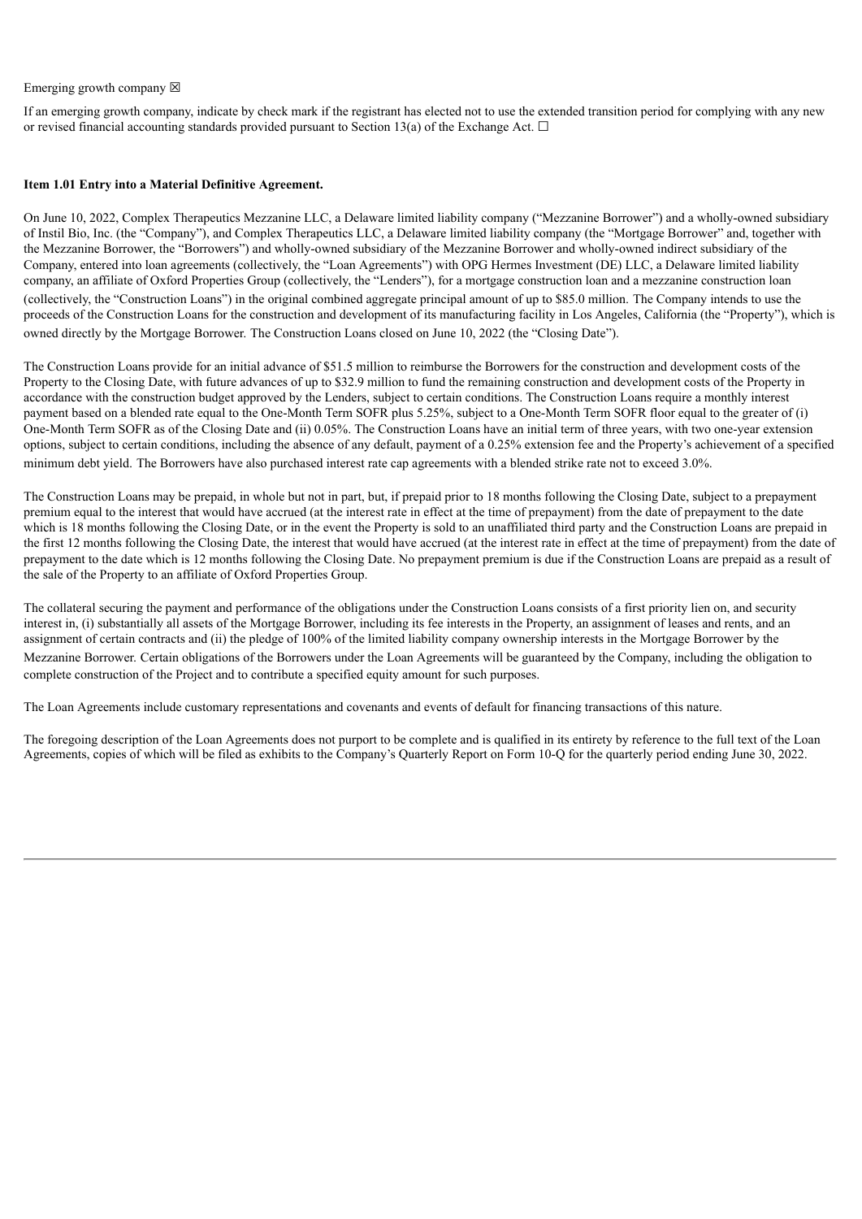Emerging growth company ☒

If an emerging growth company, indicate by check mark if the registrant has elected not to use the extended transition period for complying with any new or revised financial accounting standards provided pursuant to Section 13(a) of the Exchange Act. ☐

**Item 1.01 Entry into a Material Definitive Agreement.**

On June 10, 2022, Complex Therapeutics Mezzanine LLC, a Delaware limited liability company ("Mezzanine Borrower") and a wholly-owned subsidiary of Instil Bio, Inc. (the "Company"), and Complex Therapeutics LLC, a Delaware limited liability company (the "Mortgage Borrower" and, together with the Mezzanine Borrower, the "Borrowers") and wholly-owned subsidiary of the Mezzanine Borrower and wholly-owned indirect subsidiary of the Company, entered into loan agreements (collectively, the "Loan Agreements") with OPG Hermes Investment (DE) LLC, a Delaware limited liability company, an affiliate of Oxford Properties Group (collectively, the "Lenders"), for a mortgage construction loan and a mezzanine construction loan (collectively, the "Construction Loans") in the original combined aggregate principal amount of up to $85.0 million. The Company intends to use the proceeds of the Construction Loans for the construction and development of its manufacturing facility in Los Angeles, California (the "Property"), which is owned directly by the Mortgage Borrower. The Construction Loans closed on June 10, 2022 (the "Closing Date").

The Construction Loans provide for an initial advance of $51.5 million to reimburse the Borrowers for the construction and development costs of the Property to the Closing Date, with future advances of up to $32.9 million to fund the remaining construction and development costs of the Property in accordance with the construction budget approved by the Lenders, subject to certain conditions. The Construction Loans require a monthly interest payment based on a blended rate equal to the One-Month Term SOFR plus 5.25%, subject to a One-Month Term SOFR floor equal to the greater of (i) One-Month Term SOFR as of the Closing Date and (ii) 0.05%. The Construction Loans have an initial term of three years, with two one-year extension options, subject to certain conditions, including the absence of any default, payment of a 0.25% extension fee and the Property's achievement of a specified minimum debt yield. The Borrowers have also purchased interest rate cap agreements with a blended strike rate not to exceed 3.0%.

The Construction Loans may be prepaid, in whole but not in part, but, if prepaid prior to 18 months following the Closing Date, subject to a prepayment premium equal to the interest that would have accrued (at the interest rate in effect at the time of prepayment) from the date of prepayment to the date which is 18 months following the Closing Date, or in the event the Property is sold to an unaffiliated third party and the Construction Loans are prepaid in the first 12 months following the Closing Date, the interest that would have accrued (at the interest rate in effect at the time of prepayment) from the date of prepayment to the date which is 12 months following the Closing Date. No prepayment premium is due if the Construction Loans are prepaid as a result of the sale of the Property to an affiliate of Oxford Properties Group.

The collateral securing the payment and performance of the obligations under the Construction Loans consists of a first priority lien on, and security interest in, (i) substantially all assets of the Mortgage Borrower, including its fee interests in the Property, an assignment of leases and rents, and an assignment of certain contracts and (ii) the pledge of 100% of the limited liability company ownership interests in the Mortgage Borrower by the Mezzanine Borrower. Certain obligations of the Borrowers under the Loan Agreements will be guaranteed by the Company, including the obligation to complete construction of the Project and to contribute a specified equity amount for such purposes.

The Loan Agreements include customary representations and covenants and events of default for financing transactions of this nature.

The foregoing description of the Loan Agreements does not purport to be complete and is qualified in its entirety by reference to the full text of the Loan Agreements, copies of which will be filed as exhibits to the Company's Quarterly Report on Form 10-Q for the quarterly period ending June 30, 2022.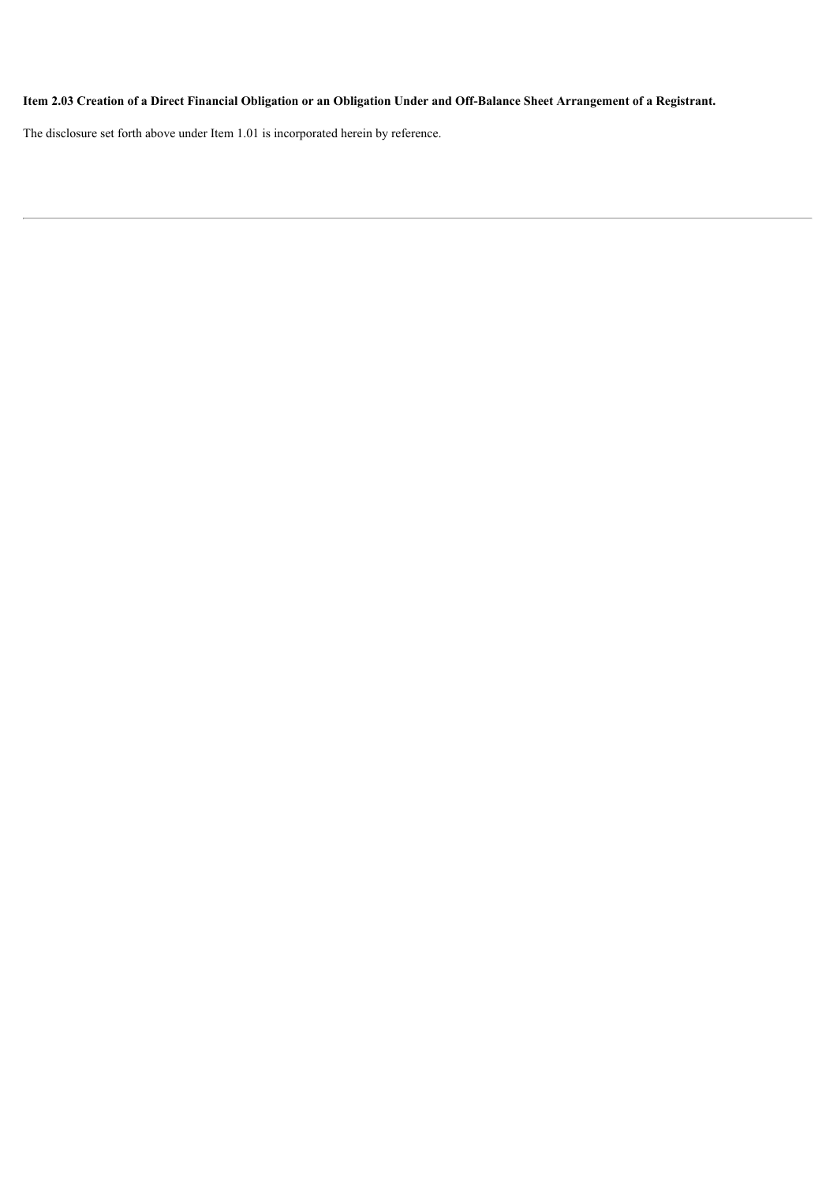**Item 2.03 Creation of a Direct Financial Obligation or an Obligation Under and Off-Balance Sheet Arrangement of a Registrant.**

The disclosure set forth above under Item 1.01 is incorporated herein by reference.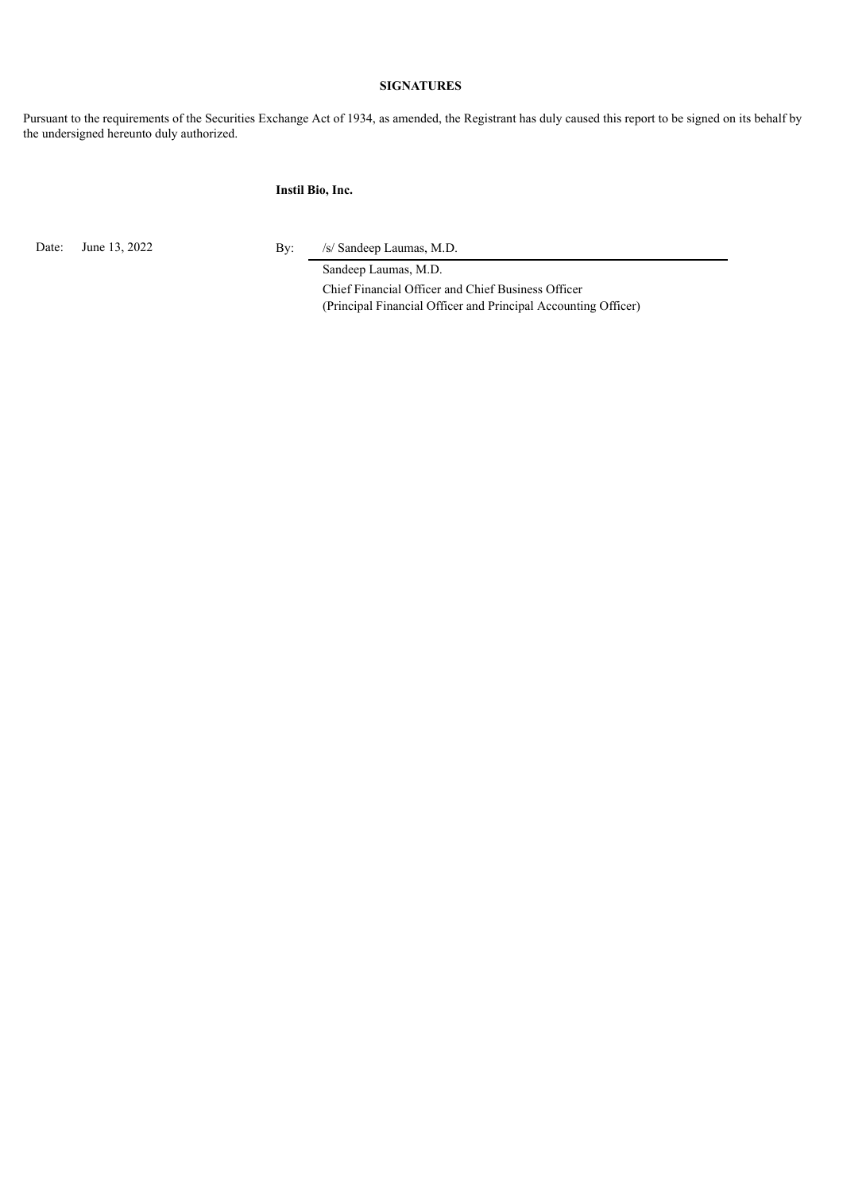**SIGNATURES**

Pursuant to the requirements of the Securities Exchange Act of 1934, as amended, the Registrant has duly caused this report to be signed on its behalf by the undersigned hereunto duly authorized.

**Instil Bio, Inc.**

Date: June 13, 2022

By: /s/ Sandeep Laumas, M.D.

Sandeep Laumas, M.D.
Chief Financial Officer and Chief Business Officer
(Principal Financial Officer and Principal Accounting Officer)